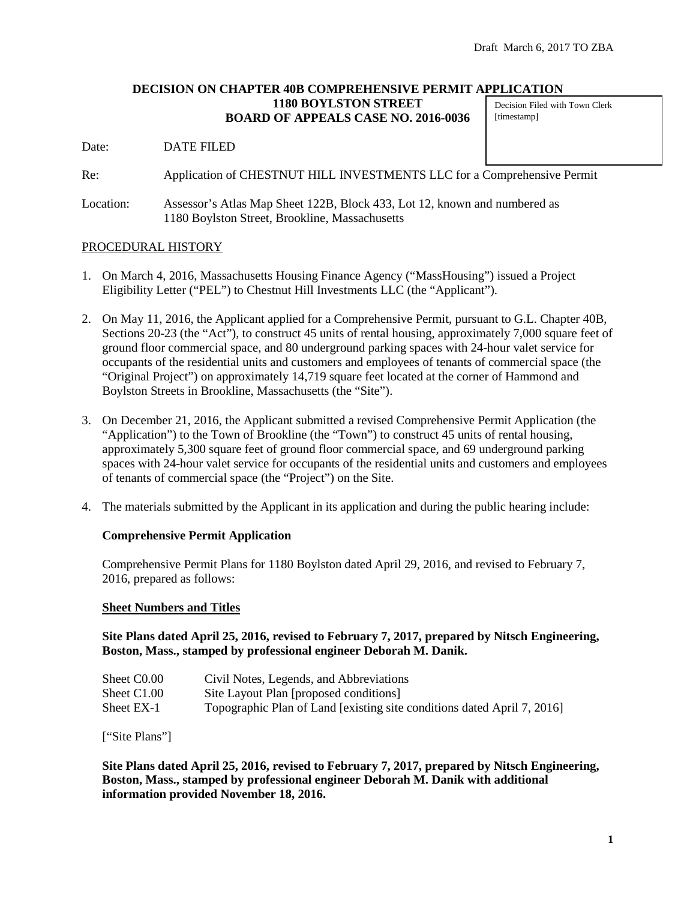Draft March 6, 2017 TO ZBA

**DECISION ON CHAPTER 40B COMPREHENSIVE PERMIT APPLICATION**
**1180 BOYLSTON STREET**
**BOARD OF APPEALS CASE NO. 2016-0036**

Decision Filed with Town Clerk
[timestamp]

Date: DATE FILED

Re: Application of CHESTNUT HILL INVESTMENTS LLC for a Comprehensive Permit

Location: Assessor's Atlas Map Sheet 122B, Block 433, Lot 12, known and numbered as 1180 Boylston Street, Brookline, Massachusetts

PROCEDURAL HISTORY

1. On March 4, 2016, Massachusetts Housing Finance Agency ("MassHousing") issued a Project Eligibility Letter ("PEL") to Chestnut Hill Investments LLC (the "Applicant").

2. On May 11, 2016, the Applicant applied for a Comprehensive Permit, pursuant to G.L. Chapter 40B, Sections 20-23 (the "Act"), to construct 45 units of rental housing, approximately 7,000 square feet of ground floor commercial space, and 80 underground parking spaces with 24-hour valet service for occupants of the residential units and customers and employees of tenants of commercial space (the "Original Project") on approximately 14,719 square feet located at the corner of Hammond and Boylston Streets in Brookline, Massachusetts (the "Site").

3. On December 21, 2016, the Applicant submitted a revised Comprehensive Permit Application (the "Application") to the Town of Brookline (the "Town") to construct 45 units of rental housing, approximately 5,300 square feet of ground floor commercial space, and 69 underground parking spaces with 24-hour valet service for occupants of the residential units and customers and employees of tenants of commercial space (the "Project") on the Site.

4. The materials submitted by the Applicant in its application and during the public hearing include:

**Comprehensive Permit Application**

Comprehensive Permit Plans for 1180 Boylston dated April 29, 2016, and revised to February 7, 2016, prepared as follows:

**Sheet Numbers and Titles**

**Site Plans dated April 25, 2016, revised to February 7, 2017, prepared by Nitsch Engineering, Boston, Mass., stamped by professional engineer Deborah M. Danik.**

| | |
|---|---|
| Sheet C0.00 | Civil Notes, Legends, and Abbreviations |
| Sheet C1.00 | Site Layout Plan [proposed conditions] |
| Sheet EX-1 | Topographic Plan of Land [existing site conditions dated April 7, 2016] |

["Site Plans"]

**Site Plans dated April 25, 2016, revised to February 7, 2017, prepared by Nitsch Engineering, Boston, Mass., stamped by professional engineer Deborah M. Danik with additional information provided November 18, 2016.**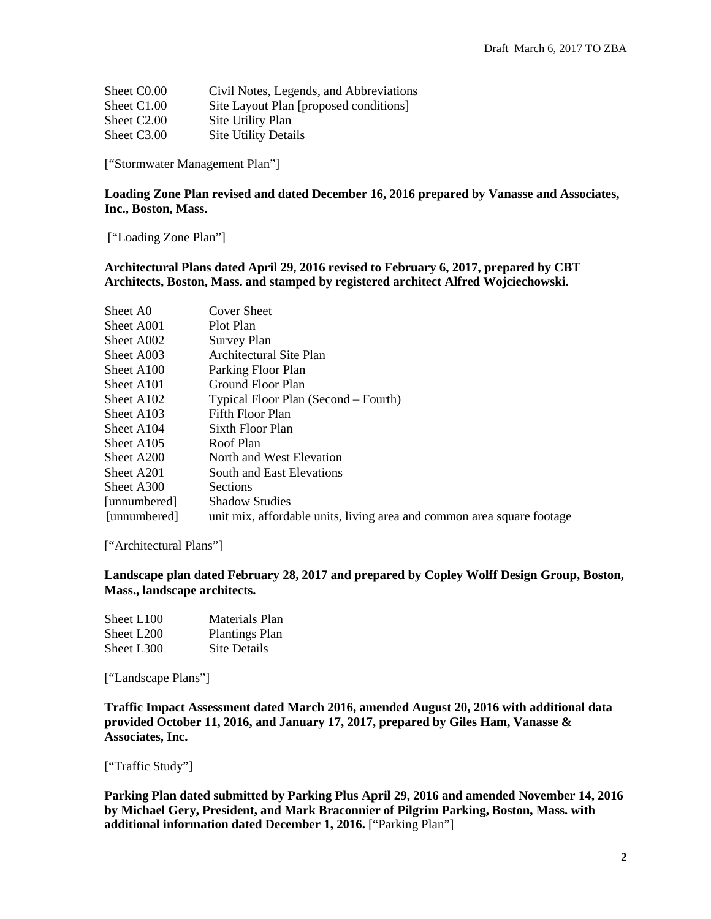| | |
|---|---|
| Sheet C0.00 | Civil Notes, Legends, and Abbreviations |
| Sheet C1.00 | Site Layout Plan [proposed conditions] |
| Sheet C2.00 | Site Utility Plan |
| Sheet C3.00 | Site Utility Details |

["Stormwater Management Plan"]

**Loading Zone Plan revised and dated December 16, 2016 prepared by Vanasse and Associates, Inc., Boston, Mass.**

["Loading Zone Plan"]

**Architectural Plans dated April 29, 2016 revised to February 6, 2017, prepared by CBT Architects, Boston, Mass. and stamped by registered architect Alfred Wojciechowski.**

| | |
|---|---|
| Sheet A0 | Cover Sheet |
| Sheet A001 | Plot Plan |
| Sheet A002 | Survey Plan |
| Sheet A003 | Architectural Site Plan |
| Sheet A100 | Parking Floor Plan |
| Sheet A101 | Ground Floor Plan |
| Sheet A102 | Typical Floor Plan (Second – Fourth) |
| Sheet A103 | Fifth Floor Plan |
| Sheet A104 | Sixth Floor Plan |
| Sheet A105 | Roof Plan |
| Sheet A200 | North and West Elevation |
| Sheet A201 | South and East Elevations |
| Sheet A300 | Sections |
| [unnumbered] | Shadow Studies |
| [unnumbered] | unit mix, affordable units, living area and common area square footage |

["Architectural Plans"]

**Landscape plan dated February 28, 2017 and prepared by Copley Wolff Design Group, Boston, Mass., landscape architects.**

| | |
|---|---|
| Sheet L100 | Materials Plan |
| Sheet L200 | Plantings Plan |
| Sheet L300 | Site Details |

["Landscape Plans"]

**Traffic Impact Assessment dated March 2016, amended August 20, 2016 with additional data provided October 11, 2016, and January 17, 2017, prepared by Giles Ham, Vanasse & Associates, Inc.**

["Traffic Study"]

**Parking Plan dated submitted by Parking Plus April 29, 2016 and amended November 14, 2016 by Michael Gery, President, and Mark Braconnier of Pilgrim Parking, Boston, Mass. with additional information dated December 1, 2016.** ["Parking Plan"]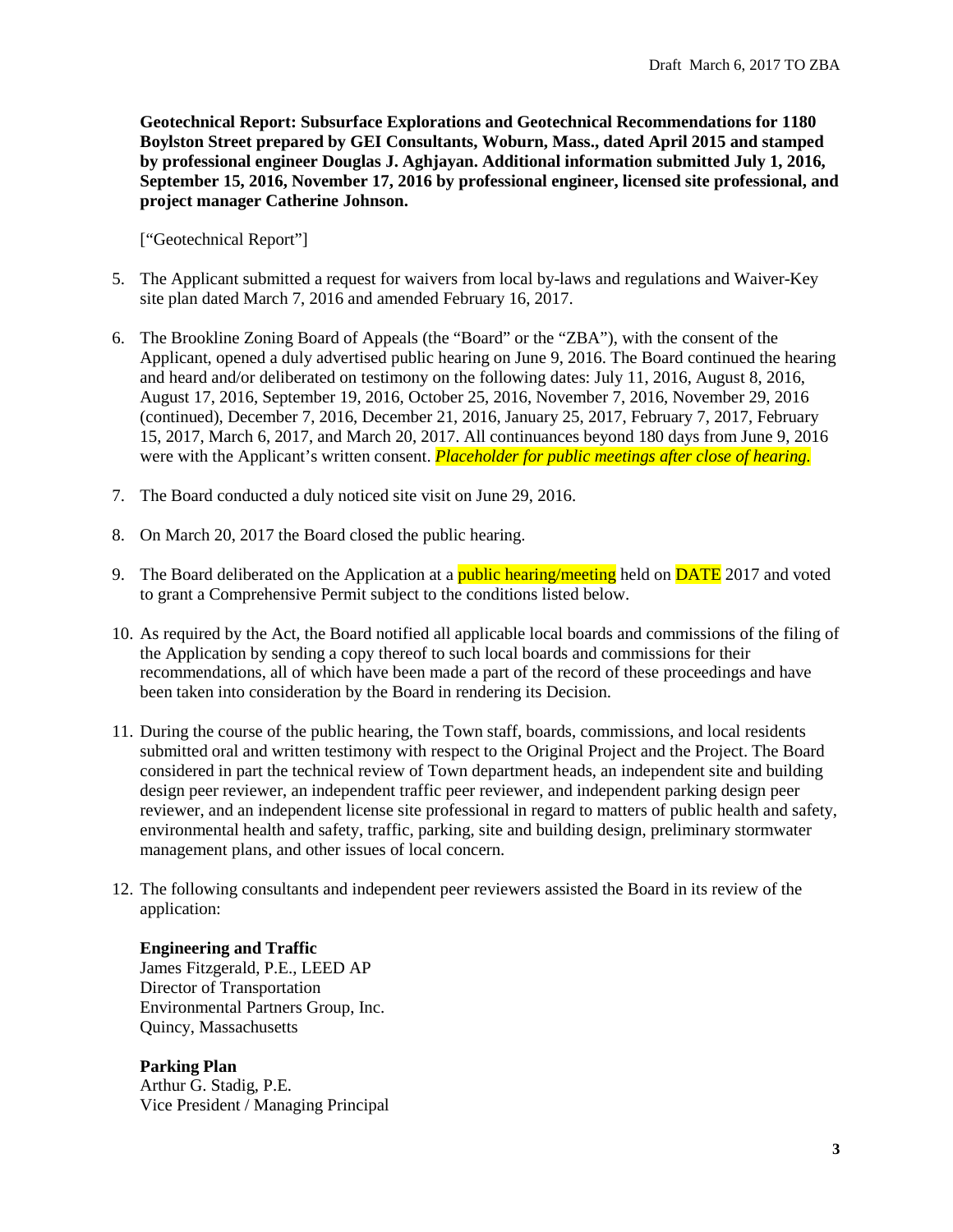**Geotechnical Report: Subsurface Explorations and Geotechnical Recommendations for 1180 Boylston Street prepared by GEI Consultants, Woburn, Mass., dated April 2015 and stamped by professional engineer Douglas J. Aghjayan. Additional information submitted July 1, 2016, September 15, 2016, November 17, 2016 by professional engineer, licensed site professional, and project manager Catherine Johnson.**

["Geotechnical Report"]

5. The Applicant submitted a request for waivers from local by-laws and regulations and Waiver-Key site plan dated March 7, 2016 and amended February 16, 2017.

6. The Brookline Zoning Board of Appeals (the "Board" or the "ZBA"), with the consent of the Applicant, opened a duly advertised public hearing on June 9, 2016. The Board continued the hearing and heard and/or deliberated on testimony on the following dates: July 11, 2016, August 8, 2016, August 17, 2016, September 19, 2016, October 25, 2016, November 7, 2016, November 29, 2016 (continued), December 7, 2016, December 21, 2016, January 25, 2017, February 7, 2017, February 15, 2017, March 6, 2017, and March 20, 2017. All continuances beyond 180 days from June 9, 2016 were with the Applicant's written consent. *Placeholder for public meetings after close of hearing.*

7. The Board conducted a duly noticed site visit on June 29, 2016.

8. On March 20, 2017 the Board closed the public hearing.

9. The Board deliberated on the Application at a public hearing/meeting held on DATE 2017 and voted to grant a Comprehensive Permit subject to the conditions listed below.

10. As required by the Act, the Board notified all applicable local boards and commissions of the filing of the Application by sending a copy thereof to such local boards and commissions for their recommendations, all of which have been made a part of the record of these proceedings and have been taken into consideration by the Board in rendering its Decision.

11. During the course of the public hearing, the Town staff, boards, commissions, and local residents submitted oral and written testimony with respect to the Original Project and the Project. The Board considered in part the technical review of Town department heads, an independent site and building design peer reviewer, an independent traffic peer reviewer, and independent parking design peer reviewer, and an independent license site professional in regard to matters of public health and safety, environmental health and safety, traffic, parking, site and building design, preliminary stormwater management plans, and other issues of local concern.

12. The following consultants and independent peer reviewers assisted the Board in its review of the application:

**Engineering and Traffic**
James Fitzgerald, P.E., LEED AP
Director of Transportation
Environmental Partners Group, Inc.
Quincy, Massachusetts

**Parking Plan**
Arthur G. Stadig, P.E.
Vice President / Managing Principal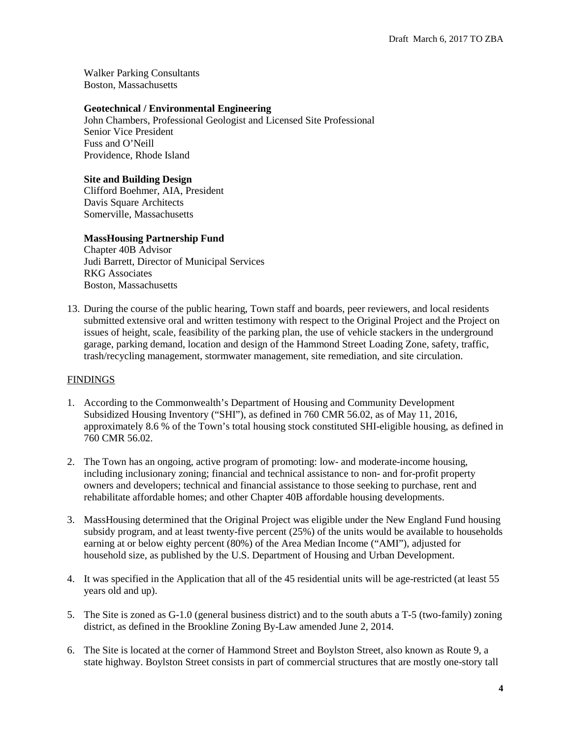Walker Parking Consultants
Boston, Massachusetts

**Geotechnical / Environmental Engineering**
John Chambers, Professional Geologist and Licensed Site Professional
Senior Vice President
Fuss and O'Neill
Providence, Rhode Island

**Site and Building Design**
Clifford Boehmer, AIA, President
Davis Square Architects
Somerville, Massachusetts

**MassHousing Partnership Fund**
Chapter 40B Advisor
Judi Barrett, Director of Municipal Services
RKG Associates
Boston, Massachusetts

13. During the course of the public hearing, Town staff and boards, peer reviewers, and local residents submitted extensive oral and written testimony with respect to the Original Project and the Project on issues of height, scale, feasibility of the parking plan, the use of vehicle stackers in the underground garage, parking demand, location and design of the Hammond Street Loading Zone, safety, traffic, trash/recycling management, stormwater management, site remediation, and site circulation.

<u>FINDINGS</u>

1. According to the Commonwealth's Department of Housing and Community Development Subsidized Housing Inventory ("SHI"), as defined in 760 CMR 56.02, as of May 11, 2016, approximately 8.6 % of the Town's total housing stock constituted SHI-eligible housing, as defined in 760 CMR 56.02.

2. The Town has an ongoing, active program of promoting: low- and moderate-income housing, including inclusionary zoning; financial and technical assistance to non- and for-profit property owners and developers; technical and financial assistance to those seeking to purchase, rent and rehabilitate affordable homes; and other Chapter 40B affordable housing developments.

3. MassHousing determined that the Original Project was eligible under the New England Fund housing subsidy program, and at least twenty-five percent (25%) of the units would be available to households earning at or below eighty percent (80%) of the Area Median Income ("AMI"), adjusted for household size, as published by the U.S. Department of Housing and Urban Development.

4. It was specified in the Application that all of the 45 residential units will be age-restricted (at least 55 years old and up).

5. The Site is zoned as G-1.0 (general business district) and to the south abuts a T-5 (two-family) zoning district, as defined in the Brookline Zoning By-Law amended June 2, 2014.

6. The Site is located at the corner of Hammond Street and Boylston Street, also known as Route 9, a state highway. Boylston Street consists in part of commercial structures that are mostly one-story tall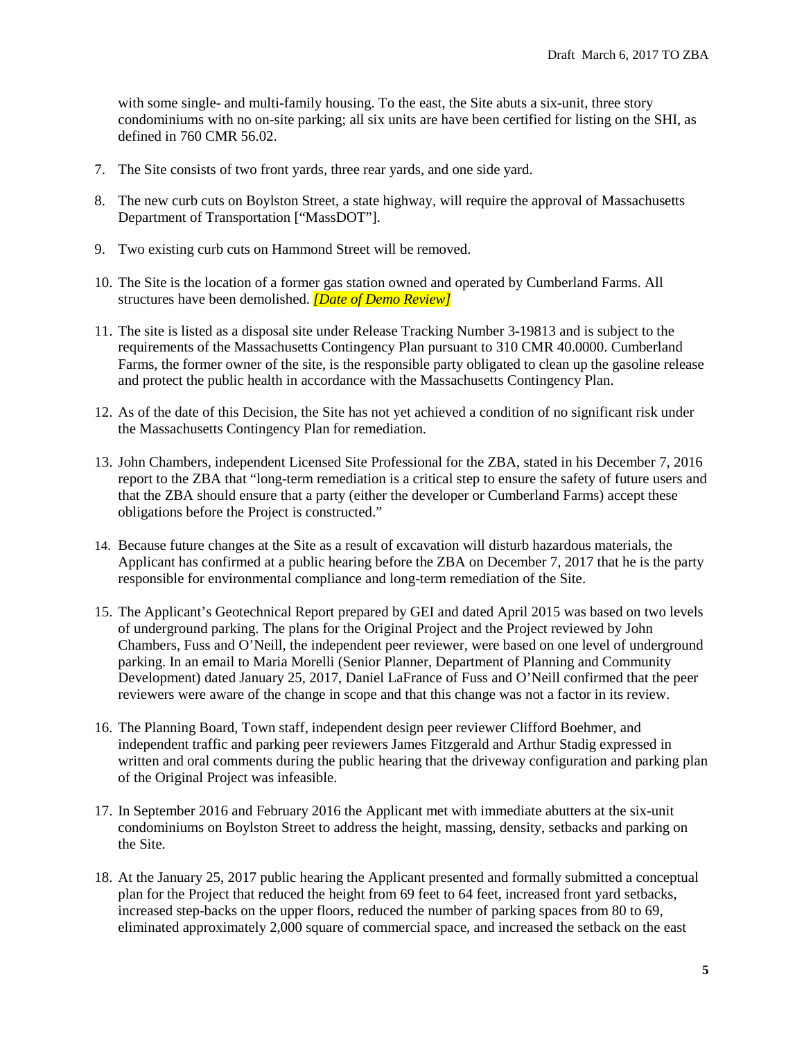with some single- and multi-family housing. To the east, the Site abuts a six-unit, three story condominiums with no on-site parking; all six units are have been certified for listing on the SHI, as defined in 760 CMR 56.02.

7. The Site consists of two front yards, three rear yards, and one side yard.

8. The new curb cuts on Boylston Street, a state highway, will require the approval of Massachusetts Department of Transportation ["MassDOT"].

9. Two existing curb cuts on Hammond Street will be removed.

10. The Site is the location of a former gas station owned and operated by Cumberland Farms. All structures have been demolished. *[Date of Demo Review]*

11. The site is listed as a disposal site under Release Tracking Number 3-19813 and is subject to the requirements of the Massachusetts Contingency Plan pursuant to 310 CMR 40.0000. Cumberland Farms, the former owner of the site, is the responsible party obligated to clean up the gasoline release and protect the public health in accordance with the Massachusetts Contingency Plan.

12. As of the date of this Decision, the Site has not yet achieved a condition of no significant risk under the Massachusetts Contingency Plan for remediation.

13. John Chambers, independent Licensed Site Professional for the ZBA, stated in his December 7, 2016 report to the ZBA that "long-term remediation is a critical step to ensure the safety of future users and that the ZBA should ensure that a party (either the developer or Cumberland Farms) accept these obligations before the Project is constructed."

14. Because future changes at the Site as a result of excavation will disturb hazardous materials, the Applicant has confirmed at a public hearing before the ZBA on December 7, 2017 that he is the party responsible for environmental compliance and long-term remediation of the Site.

15. The Applicant's Geotechnical Report prepared by GEI and dated April 2015 was based on two levels of underground parking. The plans for the Original Project and the Project reviewed by John Chambers, Fuss and O'Neill, the independent peer reviewer, were based on one level of underground parking. In an email to Maria Morelli (Senior Planner, Department of Planning and Community Development) dated January 25, 2017, Daniel LaFrance of Fuss and O'Neill confirmed that the peer reviewers were aware of the change in scope and that this change was not a factor in its review.

16. The Planning Board, Town staff, independent design peer reviewer Clifford Boehmer, and independent traffic and parking peer reviewers James Fitzgerald and Arthur Stadig expressed in written and oral comments during the public hearing that the driveway configuration and parking plan of the Original Project was infeasible.

17. In September 2016 and February 2016 the Applicant met with immediate abutters at the six-unit condominiums on Boylston Street to address the height, massing, density, setbacks and parking on the Site.

18. At the January 25, 2017 public hearing the Applicant presented and formally submitted a conceptual plan for the Project that reduced the height from 69 feet to 64 feet, increased front yard setbacks, increased step-backs on the upper floors, reduced the number of parking spaces from 80 to 69, eliminated approximately 2,000 square of commercial space, and increased the setback on the east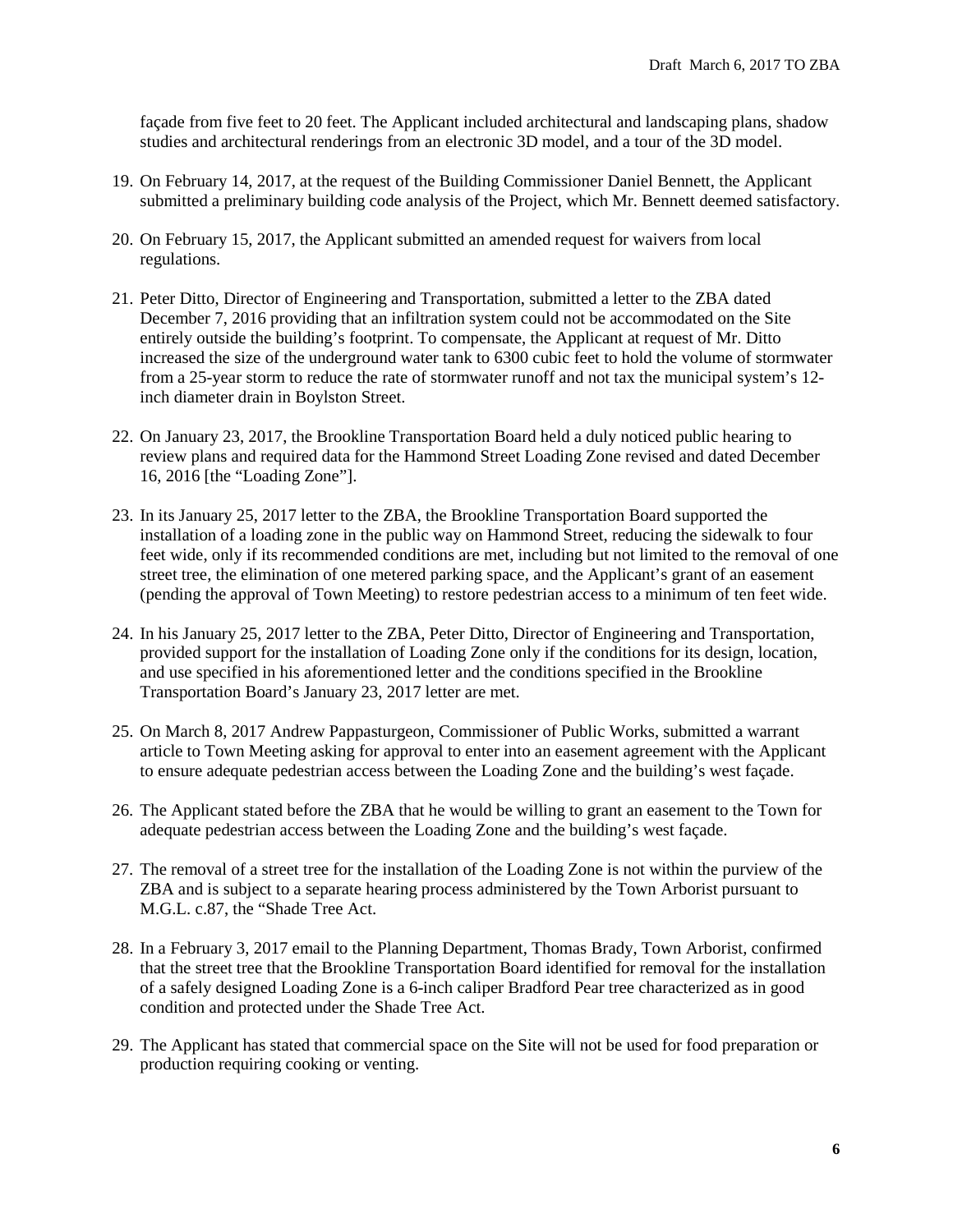façade from five feet to 20 feet. The Applicant included architectural and landscaping plans, shadow studies and architectural renderings from an electronic 3D model, and a tour of the 3D model.

19. On February 14, 2017, at the request of the Building Commissioner Daniel Bennett, the Applicant submitted a preliminary building code analysis of the Project, which Mr. Bennett deemed satisfactory.

20. On February 15, 2017, the Applicant submitted an amended request for waivers from local regulations.

21. Peter Ditto, Director of Engineering and Transportation, submitted a letter to the ZBA dated December 7, 2016 providing that an infiltration system could not be accommodated on the Site entirely outside the building's footprint. To compensate, the Applicant at request of Mr. Ditto increased the size of the underground water tank to 6300 cubic feet to hold the volume of stormwater from a 25-year storm to reduce the rate of stormwater runoff and not tax the municipal system's 12-inch diameter drain in Boylston Street.

22. On January 23, 2017, the Brookline Transportation Board held a duly noticed public hearing to review plans and required data for the Hammond Street Loading Zone revised and dated December 16, 2016 [the "Loading Zone"].

23. In its January 25, 2017 letter to the ZBA, the Brookline Transportation Board supported the installation of a loading zone in the public way on Hammond Street, reducing the sidewalk to four feet wide, only if its recommended conditions are met, including but not limited to the removal of one street tree, the elimination of one metered parking space, and the Applicant's grant of an easement (pending the approval of Town Meeting) to restore pedestrian access to a minimum of ten feet wide.

24. In his January 25, 2017 letter to the ZBA, Peter Ditto, Director of Engineering and Transportation, provided support for the installation of Loading Zone only if the conditions for its design, location, and use specified in his aforementioned letter and the conditions specified in the Brookline Transportation Board's January 23, 2017 letter are met.

25. On March 8, 2017 Andrew Pappasturgeon, Commissioner of Public Works, submitted a warrant article to Town Meeting asking for approval to enter into an easement agreement with the Applicant to ensure adequate pedestrian access between the Loading Zone and the building's west façade.

26. The Applicant stated before the ZBA that he would be willing to grant an easement to the Town for adequate pedestrian access between the Loading Zone and the building's west façade.

27. The removal of a street tree for the installation of the Loading Zone is not within the purview of the ZBA and is subject to a separate hearing process administered by the Town Arborist pursuant to M.G.L. c.87, the "Shade Tree Act.

28. In a February 3, 2017 email to the Planning Department, Thomas Brady, Town Arborist, confirmed that the street tree that the Brookline Transportation Board identified for removal for the installation of a safely designed Loading Zone is a 6-inch caliper Bradford Pear tree characterized as in good condition and protected under the Shade Tree Act.

29. The Applicant has stated that commercial space on the Site will not be used for food preparation or production requiring cooking or venting.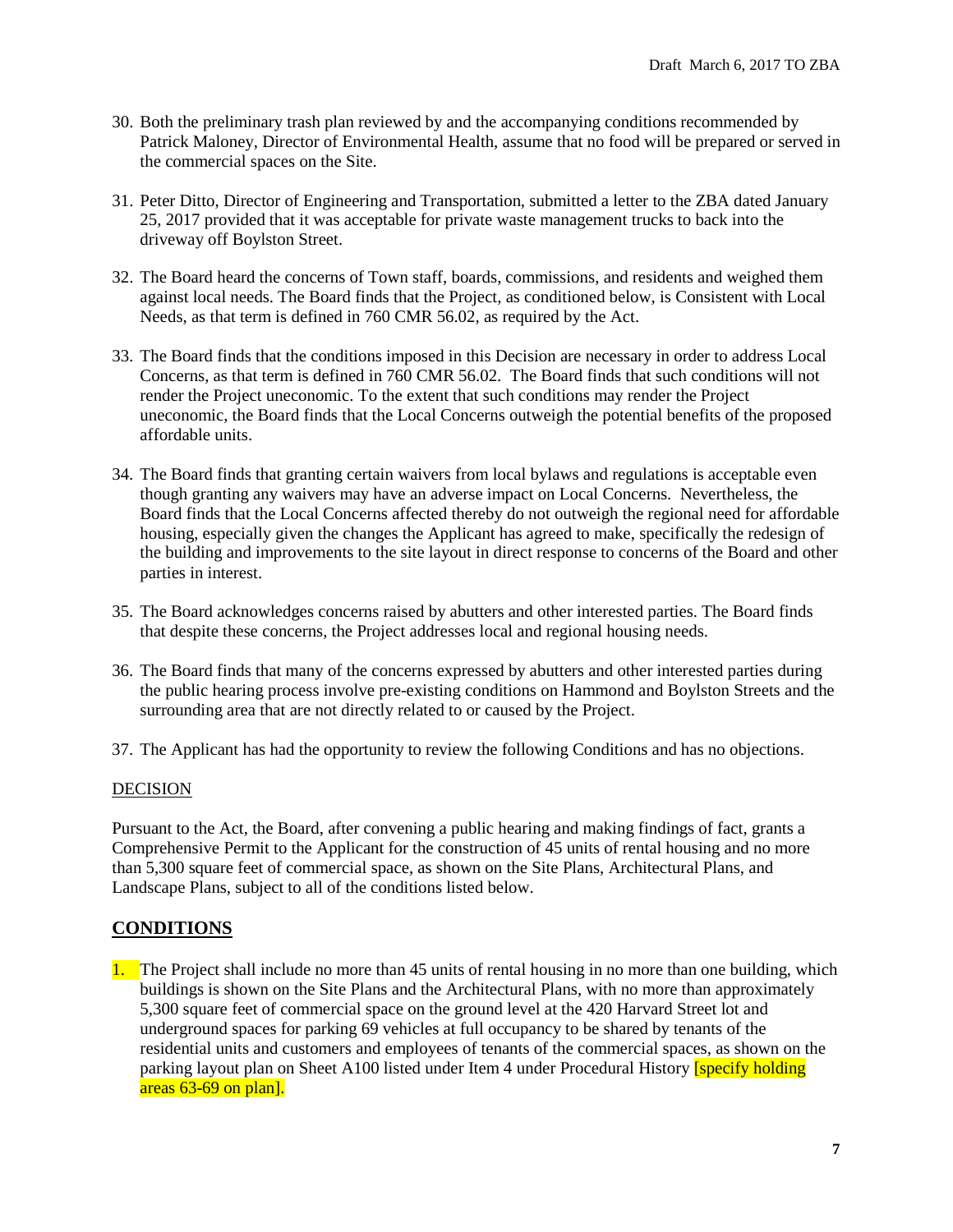30. Both the preliminary trash plan reviewed by and the accompanying conditions recommended by Patrick Maloney, Director of Environmental Health, assume that no food will be prepared or served in the commercial spaces on the Site.

31. Peter Ditto, Director of Engineering and Transportation, submitted a letter to the ZBA dated January 25, 2017 provided that it was acceptable for private waste management trucks to back into the driveway off Boylston Street.

32. The Board heard the concerns of Town staff, boards, commissions, and residents and weighed them against local needs. The Board finds that the Project, as conditioned below, is Consistent with Local Needs, as that term is defined in 760 CMR 56.02, as required by the Act.

33. The Board finds that the conditions imposed in this Decision are necessary in order to address Local Concerns, as that term is defined in 760 CMR 56.02. The Board finds that such conditions will not render the Project uneconomic. To the extent that such conditions may render the Project uneconomic, the Board finds that the Local Concerns outweigh the potential benefits of the proposed affordable units.

34. The Board finds that granting certain waivers from local bylaws and regulations is acceptable even though granting any waivers may have an adverse impact on Local Concerns. Nevertheless, the Board finds that the Local Concerns affected thereby do not outweigh the regional need for affordable housing, especially given the changes the Applicant has agreed to make, specifically the redesign of the building and improvements to the site layout in direct response to concerns of the Board and other parties in interest.

35. The Board acknowledges concerns raised by abutters and other interested parties. The Board finds that despite these concerns, the Project addresses local and regional housing needs.

36. The Board finds that many of the concerns expressed by abutters and other interested parties during the public hearing process involve pre-existing conditions on Hammond and Boylston Streets and the surrounding area that are not directly related to or caused by the Project.

37. The Applicant has had the opportunity to review the following Conditions and has no objections.

DECISION

Pursuant to the Act, the Board, after convening a public hearing and making findings of fact, grants a Comprehensive Permit to the Applicant for the construction of 45 units of rental housing and no more than 5,300 square feet of commercial space, as shown on the Site Plans, Architectural Plans, and Landscape Plans, subject to all of the conditions listed below.

## CONDITIONS

1. The Project shall include no more than 45 units of rental housing in no more than one building, which buildings is shown on the Site Plans and the Architectural Plans, with no more than approximately 5,300 square feet of commercial space on the ground level at the 420 Harvard Street lot and underground spaces for parking 69 vehicles at full occupancy to be shared by tenants of the residential units and customers and employees of tenants of the commercial spaces, as shown on the parking layout plan on Sheet A100 listed under Item 4 under Procedural History [specify holding areas 63-69 on plan].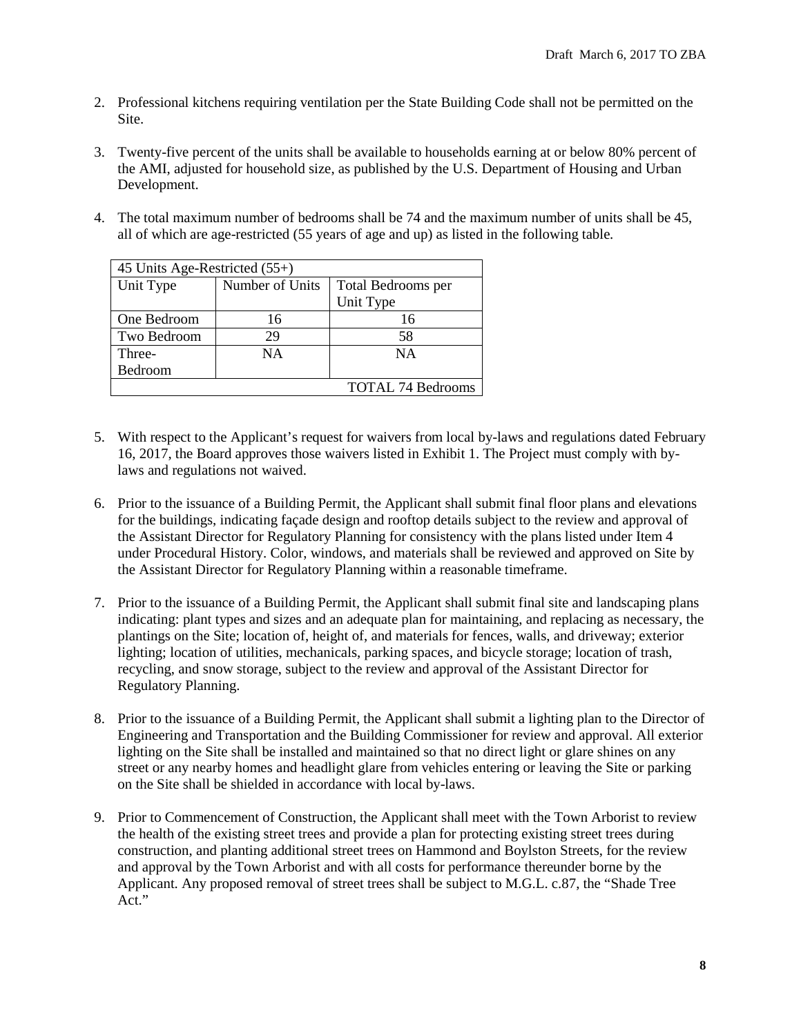2. Professional kitchens requiring ventilation per the State Building Code shall not be permitted on the Site.

3. Twenty-five percent of the units shall be available to households earning at or below 80% percent of the AMI, adjusted for household size, as published by the U.S. Department of Housing and Urban Development.

4. The total maximum number of bedrooms shall be 74 and the maximum number of units shall be 45, all of which are age-restricted (55 years of age and up) as listed in the following table.

| 45 Units Age-Restricted (55+) | | |
|---|---|---|
| Unit Type | Number of Units | Total Bedrooms per Unit Type |
| One Bedroom | 16 | 16 |
| Two Bedroom | 29 | 58 |
| Three-Bedroom | NA | NA |
| | | TOTAL 74 Bedrooms |

5. With respect to the Applicant's request for waivers from local by-laws and regulations dated February 16, 2017, the Board approves those waivers listed in Exhibit 1. The Project must comply with by-laws and regulations not waived.

6. Prior to the issuance of a Building Permit, the Applicant shall submit final floor plans and elevations for the buildings, indicating façade design and rooftop details subject to the review and approval of the Assistant Director for Regulatory Planning for consistency with the plans listed under Item 4 under Procedural History. Color, windows, and materials shall be reviewed and approved on Site by the Assistant Director for Regulatory Planning within a reasonable timeframe.

7. Prior to the issuance of a Building Permit, the Applicant shall submit final site and landscaping plans indicating: plant types and sizes and an adequate plan for maintaining, and replacing as necessary, the plantings on the Site; location of, height of, and materials for fences, walls, and driveway; exterior lighting; location of utilities, mechanicals, parking spaces, and bicycle storage; location of trash, recycling, and snow storage, subject to the review and approval of the Assistant Director for Regulatory Planning.

8. Prior to the issuance of a Building Permit, the Applicant shall submit a lighting plan to the Director of Engineering and Transportation and the Building Commissioner for review and approval. All exterior lighting on the Site shall be installed and maintained so that no direct light or glare shines on any street or any nearby homes and headlight glare from vehicles entering or leaving the Site or parking on the Site shall be shielded in accordance with local by-laws.

9. Prior to Commencement of Construction, the Applicant shall meet with the Town Arborist to review the health of the existing street trees and provide a plan for protecting existing street trees during construction, and planting additional street trees on Hammond and Boylston Streets, for the review and approval by the Town Arborist and with all costs for performance thereunder borne by the Applicant. Any proposed removal of street trees shall be subject to M.G.L. c.87, the "Shade Tree Act."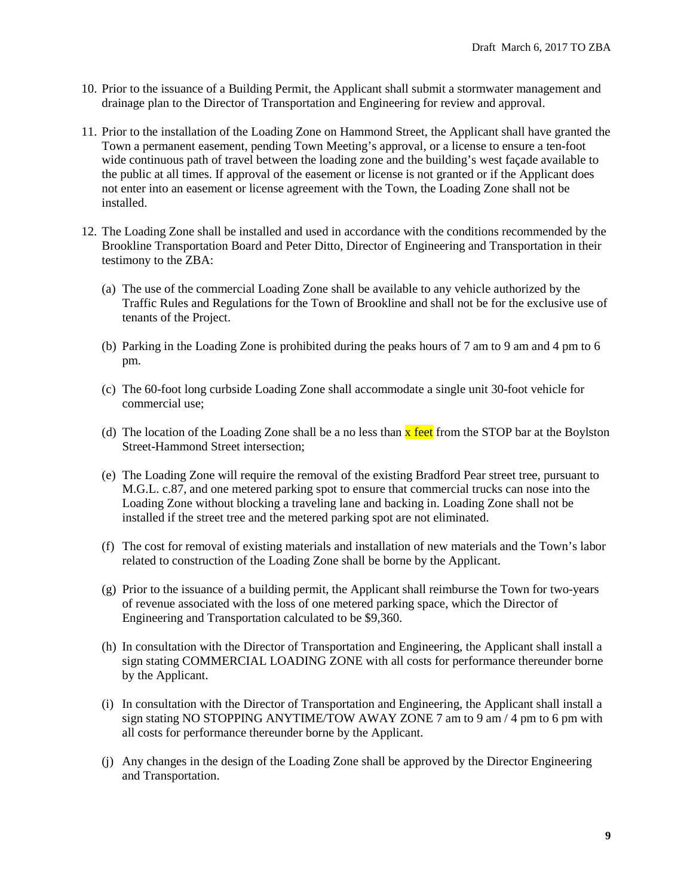10. Prior to the issuance of a Building Permit, the Applicant shall submit a stormwater management and drainage plan to the Director of Transportation and Engineering for review and approval.

11. Prior to the installation of the Loading Zone on Hammond Street, the Applicant shall have granted the Town a permanent easement, pending Town Meeting's approval, or a license to ensure a ten-foot wide continuous path of travel between the loading zone and the building's west façade available to the public at all times. If approval of the easement or license is not granted or if the Applicant does not enter into an easement or license agreement with the Town, the Loading Zone shall not be installed.

12. The Loading Zone shall be installed and used in accordance with the conditions recommended by the Brookline Transportation Board and Peter Ditto, Director of Engineering and Transportation in their testimony to the ZBA:

    (a) The use of the commercial Loading Zone shall be available to any vehicle authorized by the Traffic Rules and Regulations for the Town of Brookline and shall not be for the exclusive use of tenants of the Project.

    (b) Parking in the Loading Zone is prohibited during the peaks hours of 7 am to 9 am and 4 pm to 6 pm.

    (c) The 60-foot long curbside Loading Zone shall accommodate a single unit 30-foot vehicle for commercial use;

    (d) The location of the Loading Zone shall be a no less than x feet from the STOP bar at the Boylston Street-Hammond Street intersection;

    (e) The Loading Zone will require the removal of the existing Bradford Pear street tree, pursuant to M.G.L. c.87, and one metered parking spot to ensure that commercial trucks can nose into the Loading Zone without blocking a traveling lane and backing in. Loading Zone shall not be installed if the street tree and the metered parking spot are not eliminated.

    (f) The cost for removal of existing materials and installation of new materials and the Town's labor related to construction of the Loading Zone shall be borne by the Applicant.

    (g) Prior to the issuance of a building permit, the Applicant shall reimburse the Town for two-years of revenue associated with the loss of one metered parking space, which the Director of Engineering and Transportation calculated to be $9,360.

    (h) In consultation with the Director of Transportation and Engineering, the Applicant shall install a sign stating COMMERCIAL LOADING ZONE with all costs for performance thereunder borne by the Applicant.

    (i) In consultation with the Director of Transportation and Engineering, the Applicant shall install a sign stating NO STOPPING ANYTIME/TOW AWAY ZONE 7 am to 9 am / 4 pm to 6 pm with all costs for performance thereunder borne by the Applicant.

    (j) Any changes in the design of the Loading Zone shall be approved by the Director Engineering and Transportation.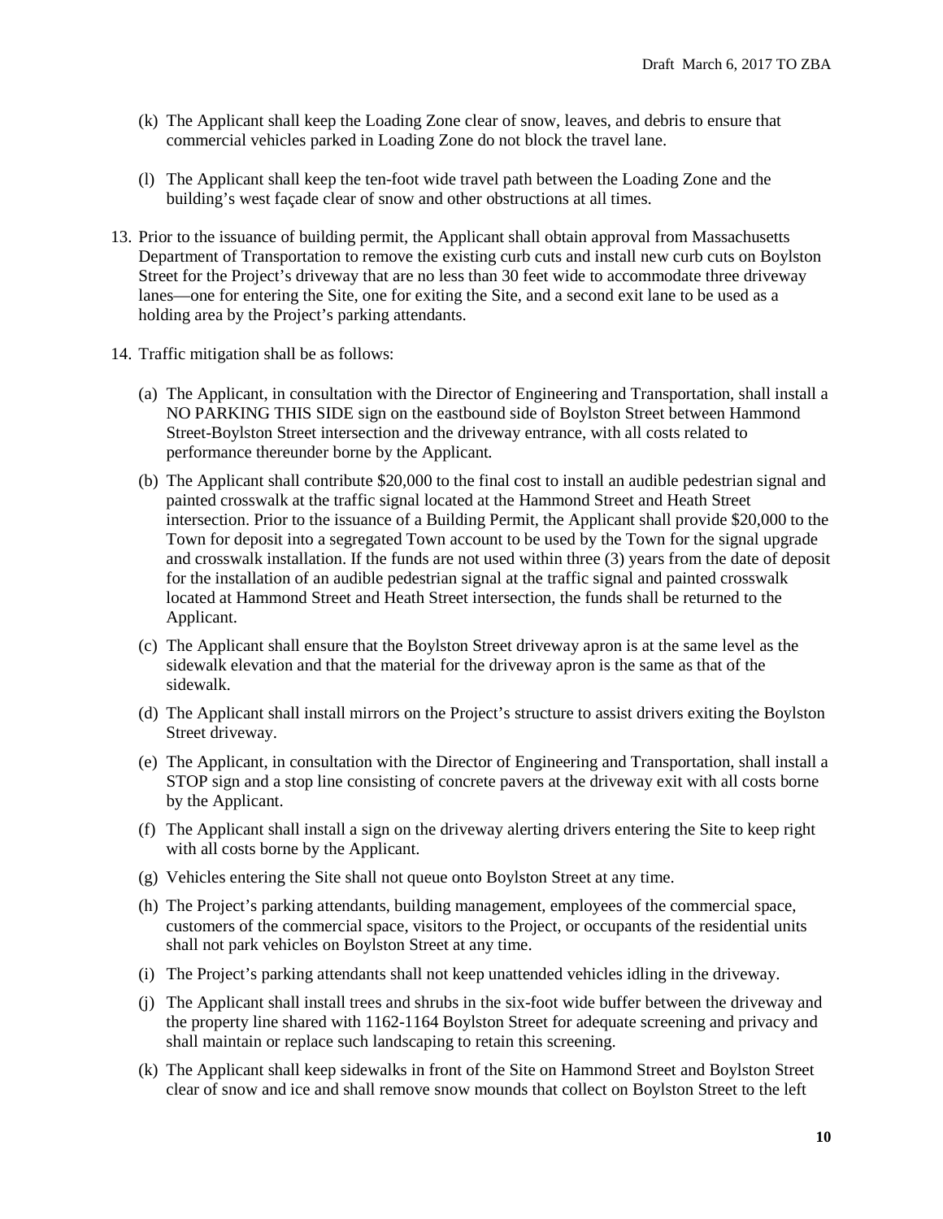(k) The Applicant shall keep the Loading Zone clear of snow, leaves, and debris to ensure that commercial vehicles parked in Loading Zone do not block the travel lane.

(l) The Applicant shall keep the ten-foot wide travel path between the Loading Zone and the building's west façade clear of snow and other obstructions at all times.

13. Prior to the issuance of building permit, the Applicant shall obtain approval from Massachusetts Department of Transportation to remove the existing curb cuts and install new curb cuts on Boylston Street for the Project's driveway that are no less than 30 feet wide to accommodate three driveway lanes—one for entering the Site, one for exiting the Site, and a second exit lane to be used as a holding area by the Project's parking attendants.

14. Traffic mitigation shall be as follows:

(a) The Applicant, in consultation with the Director of Engineering and Transportation, shall install a NO PARKING THIS SIDE sign on the eastbound side of Boylston Street between Hammond Street-Boylston Street intersection and the driveway entrance, with all costs related to performance thereunder borne by the Applicant.

(b) The Applicant shall contribute $20,000 to the final cost to install an audible pedestrian signal and painted crosswalk at the traffic signal located at the Hammond Street and Heath Street intersection. Prior to the issuance of a Building Permit, the Applicant shall provide $20,000 to the Town for deposit into a segregated Town account to be used by the Town for the signal upgrade and crosswalk installation. If the funds are not used within three (3) years from the date of deposit for the installation of an audible pedestrian signal at the traffic signal and painted crosswalk located at Hammond Street and Heath Street intersection, the funds shall be returned to the Applicant.

(c) The Applicant shall ensure that the Boylston Street driveway apron is at the same level as the sidewalk elevation and that the material for the driveway apron is the same as that of the sidewalk.

(d) The Applicant shall install mirrors on the Project's structure to assist drivers exiting the Boylston Street driveway.

(e) The Applicant, in consultation with the Director of Engineering and Transportation, shall install a STOP sign and a stop line consisting of concrete pavers at the driveway exit with all costs borne by the Applicant.

(f) The Applicant shall install a sign on the driveway alerting drivers entering the Site to keep right with all costs borne by the Applicant.

(g) Vehicles entering the Site shall not queue onto Boylston Street at any time.

(h) The Project's parking attendants, building management, employees of the commercial space, customers of the commercial space, visitors to the Project, or occupants of the residential units shall not park vehicles on Boylston Street at any time.

(i) The Project's parking attendants shall not keep unattended vehicles idling in the driveway.

(j) The Applicant shall install trees and shrubs in the six-foot wide buffer between the driveway and the property line shared with 1162-1164 Boylston Street for adequate screening and privacy and shall maintain or replace such landscaping to retain this screening.

(k) The Applicant shall keep sidewalks in front of the Site on Hammond Street and Boylston Street clear of snow and ice and shall remove snow mounds that collect on Boylston Street to the left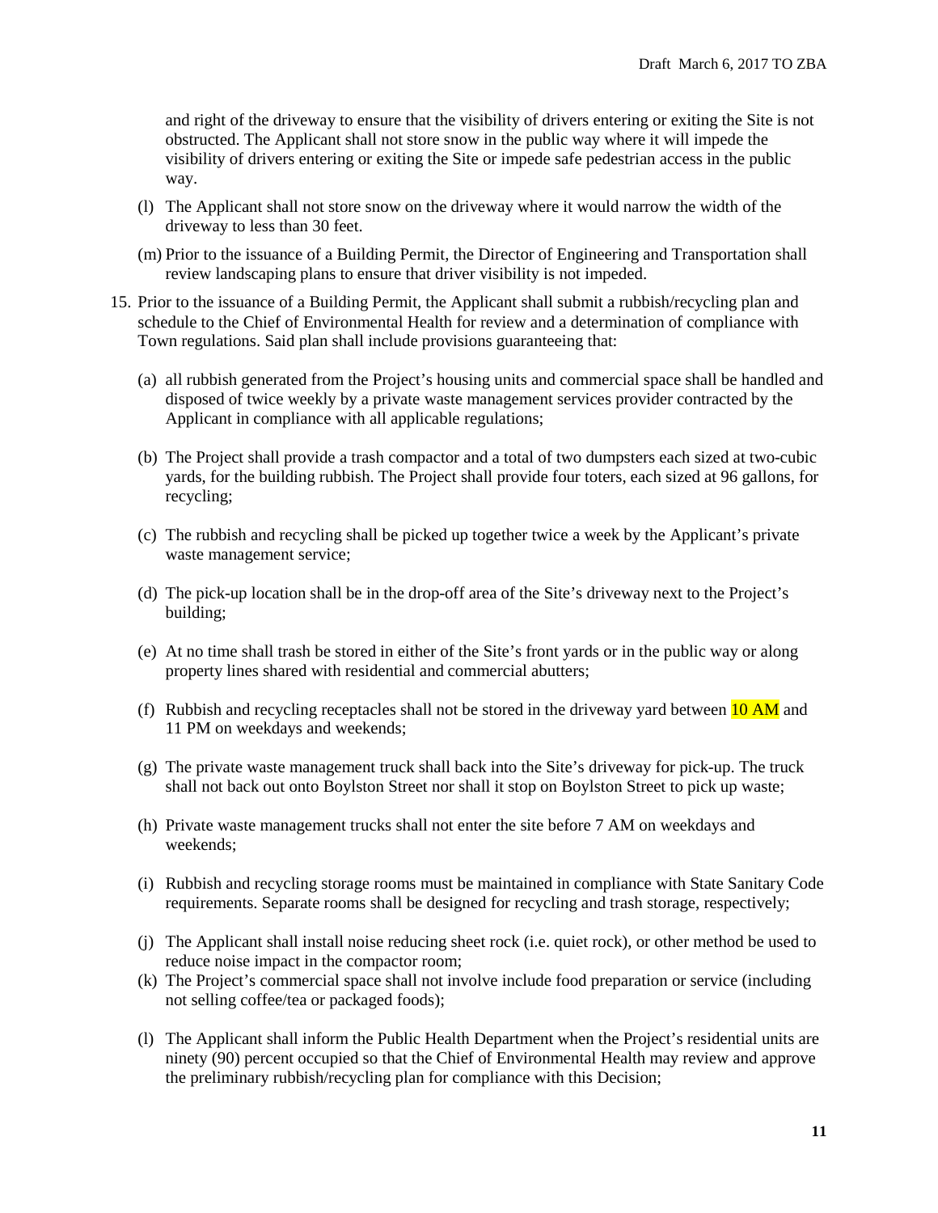and right of the driveway to ensure that the visibility of drivers entering or exiting the Site is not obstructed. The Applicant shall not store snow in the public way where it will impede the visibility of drivers entering or exiting the Site or impede safe pedestrian access in the public way.

(l) The Applicant shall not store snow on the driveway where it would narrow the width of the driveway to less than 30 feet.

(m) Prior to the issuance of a Building Permit, the Director of Engineering and Transportation shall review landscaping plans to ensure that driver visibility is not impeded.

15. Prior to the issuance of a Building Permit, the Applicant shall submit a rubbish/recycling plan and schedule to the Chief of Environmental Health for review and a determination of compliance with Town regulations. Said plan shall include provisions guaranteeing that:

    (a) all rubbish generated from the Project's housing units and commercial space shall be handled and disposed of twice weekly by a private waste management services provider contracted by the Applicant in compliance with all applicable regulations;

    (b) The Project shall provide a trash compactor and a total of two dumpsters each sized at two-cubic yards, for the building rubbish. The Project shall provide four toters, each sized at 96 gallons, for recycling;

    (c) The rubbish and recycling shall be picked up together twice a week by the Applicant's private waste management service;

    (d) The pick-up location shall be in the drop-off area of the Site's driveway next to the Project's building;

    (e) At no time shall trash be stored in either of the Site's front yards or in the public way or along property lines shared with residential and commercial abutters;

    (f) Rubbish and recycling receptacles shall not be stored in the driveway yard between 10 AM and 11 PM on weekdays and weekends;

    (g) The private waste management truck shall back into the Site's driveway for pick-up. The truck shall not back out onto Boylston Street nor shall it stop on Boylston Street to pick up waste;

    (h) Private waste management trucks shall not enter the site before 7 AM on weekdays and weekends;

    (i) Rubbish and recycling storage rooms must be maintained in compliance with State Sanitary Code requirements. Separate rooms shall be designed for recycling and trash storage, respectively;

    (j) The Applicant shall install noise reducing sheet rock (i.e. quiet rock), or other method be used to reduce noise impact in the compactor room;

    (k) The Project's commercial space shall not involve include food preparation or service (including not selling coffee/tea or packaged foods);

    (l) The Applicant shall inform the Public Health Department when the Project's residential units are ninety (90) percent occupied so that the Chief of Environmental Health may review and approve the preliminary rubbish/recycling plan for compliance with this Decision;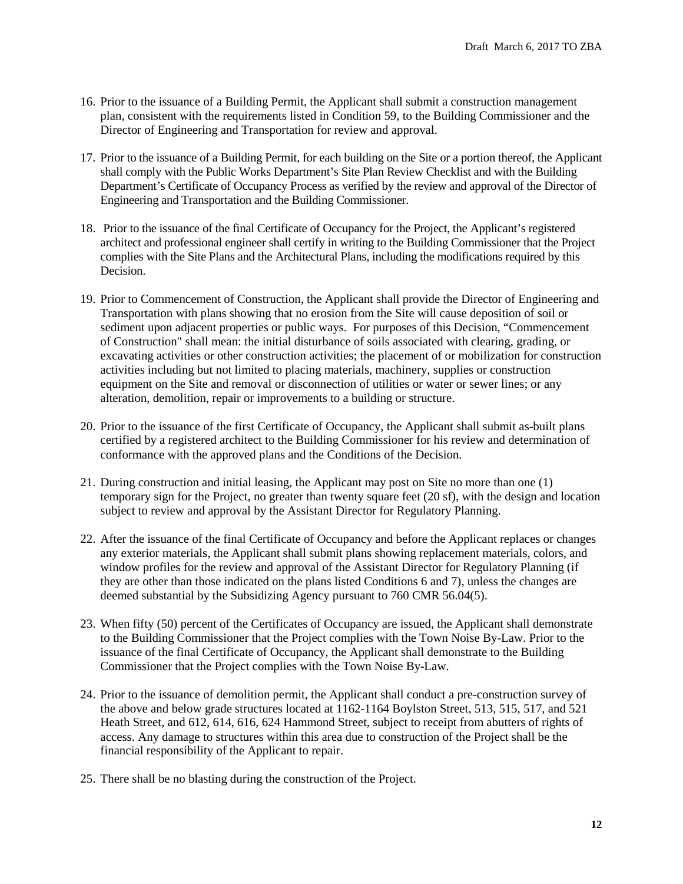16. Prior to the issuance of a Building Permit, the Applicant shall submit a construction management plan, consistent with the requirements listed in Condition 59, to the Building Commissioner and the Director of Engineering and Transportation for review and approval.

17. Prior to the issuance of a Building Permit, for each building on the Site or a portion thereof, the Applicant shall comply with the Public Works Department's Site Plan Review Checklist and with the Building Department's Certificate of Occupancy Process as verified by the review and approval of the Director of Engineering and Transportation and the Building Commissioner.

18. Prior to the issuance of the final Certificate of Occupancy for the Project, the Applicant's registered architect and professional engineer shall certify in writing to the Building Commissioner that the Project complies with the Site Plans and the Architectural Plans, including the modifications required by this Decision.

19. Prior to Commencement of Construction, the Applicant shall provide the Director of Engineering and Transportation with plans showing that no erosion from the Site will cause deposition of soil or sediment upon adjacent properties or public ways. For purposes of this Decision, "Commencement of Construction" shall mean: the initial disturbance of soils associated with clearing, grading, or excavating activities or other construction activities; the placement of or mobilization for construction activities including but not limited to placing materials, machinery, supplies or construction equipment on the Site and removal or disconnection of utilities or water or sewer lines; or any alteration, demolition, repair or improvements to a building or structure.

20. Prior to the issuance of the first Certificate of Occupancy, the Applicant shall submit as-built plans certified by a registered architect to the Building Commissioner for his review and determination of conformance with the approved plans and the Conditions of the Decision.

21. During construction and initial leasing, the Applicant may post on Site no more than one (1) temporary sign for the Project, no greater than twenty square feet (20 sf), with the design and location subject to review and approval by the Assistant Director for Regulatory Planning.

22. After the issuance of the final Certificate of Occupancy and before the Applicant replaces or changes any exterior materials, the Applicant shall submit plans showing replacement materials, colors, and window profiles for the review and approval of the Assistant Director for Regulatory Planning (if they are other than those indicated on the plans listed Conditions 6 and 7), unless the changes are deemed substantial by the Subsidizing Agency pursuant to 760 CMR 56.04(5).

23. When fifty (50) percent of the Certificates of Occupancy are issued, the Applicant shall demonstrate to the Building Commissioner that the Project complies with the Town Noise By-Law. Prior to the issuance of the final Certificate of Occupancy, the Applicant shall demonstrate to the Building Commissioner that the Project complies with the Town Noise By-Law.

24. Prior to the issuance of demolition permit, the Applicant shall conduct a pre-construction survey of the above and below grade structures located at 1162-1164 Boylston Street, 513, 515, 517, and 521 Heath Street, and 612, 614, 616, 624 Hammond Street, subject to receipt from abutters of rights of access. Any damage to structures within this area due to construction of the Project shall be the financial responsibility of the Applicant to repair.

25. There shall be no blasting during the construction of the Project.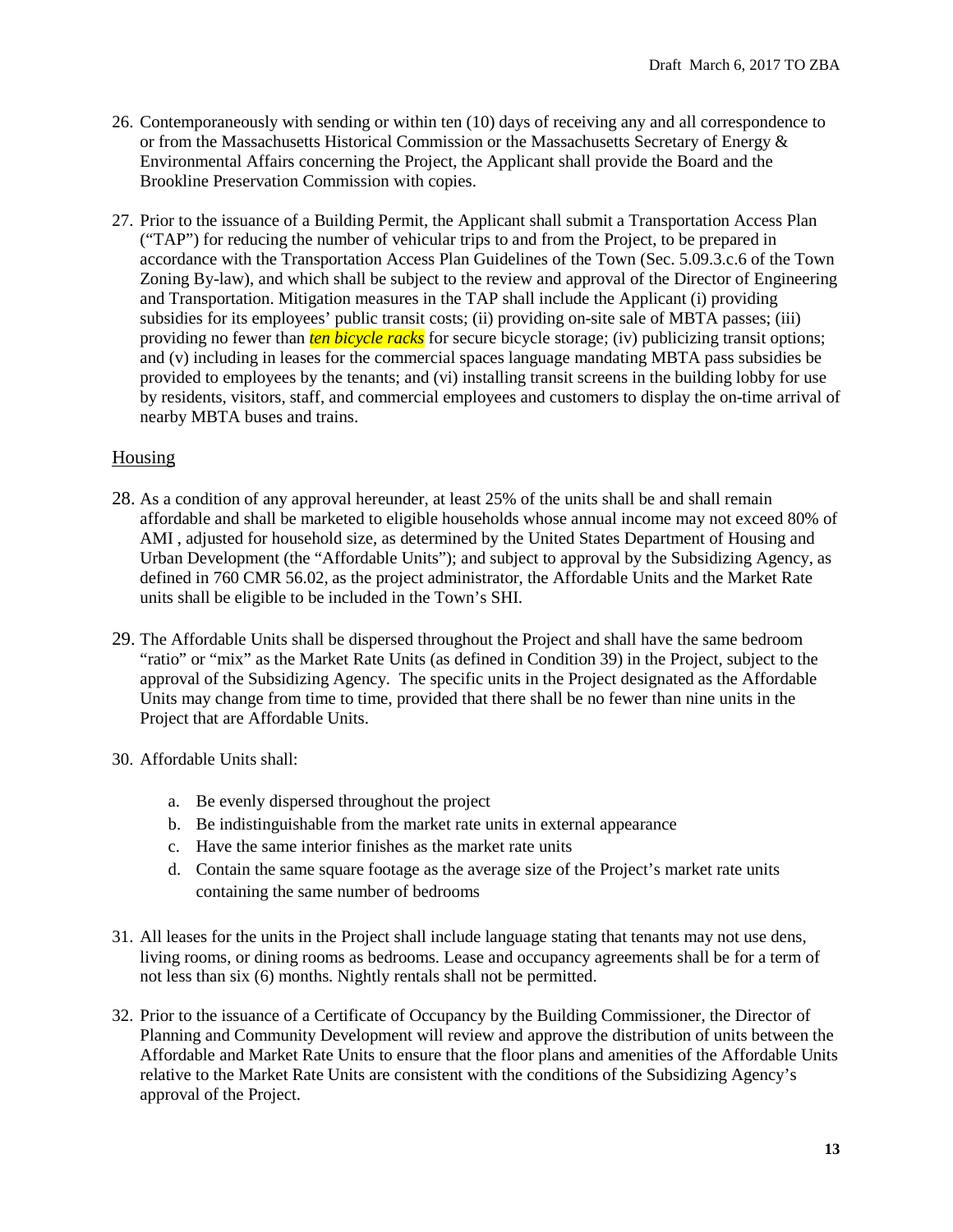26. Contemporaneously with sending or within ten (10) days of receiving any and all correspondence to or from the Massachusetts Historical Commission or the Massachusetts Secretary of Energy & Environmental Affairs concerning the Project, the Applicant shall provide the Board and the Brookline Preservation Commission with copies.

27. Prior to the issuance of a Building Permit, the Applicant shall submit a Transportation Access Plan ("TAP") for reducing the number of vehicular trips to and from the Project, to be prepared in accordance with the Transportation Access Plan Guidelines of the Town (Sec. 5.09.3.c.6 of the Town Zoning By-law), and which shall be subject to the review and approval of the Director of Engineering and Transportation. Mitigation measures in the TAP shall include the Applicant (i) providing subsidies for its employees' public transit costs; (ii) providing on-site sale of MBTA passes; (iii) providing no fewer than *ten bicycle racks* for secure bicycle storage; (iv) publicizing transit options; and (v) including in leases for the commercial spaces language mandating MBTA pass subsidies be provided to employees by the tenants; and (vi) installing transit screens in the building lobby for use by residents, visitors, staff, and commercial employees and customers to display the on-time arrival of nearby MBTA buses and trains.

## Housing

28. As a condition of any approval hereunder, at least 25% of the units shall be and shall remain affordable and shall be marketed to eligible households whose annual income may not exceed 80% of AMI , adjusted for household size, as determined by the United States Department of Housing and Urban Development (the "Affordable Units"); and subject to approval by the Subsidizing Agency, as defined in 760 CMR 56.02, as the project administrator, the Affordable Units and the Market Rate units shall be eligible to be included in the Town's SHI.

29. The Affordable Units shall be dispersed throughout the Project and shall have the same bedroom "ratio" or "mix" as the Market Rate Units (as defined in Condition 39) in the Project, subject to the approval of the Subsidizing Agency. The specific units in the Project designated as the Affordable Units may change from time to time, provided that there shall be no fewer than nine units in the Project that are Affordable Units.

30. Affordable Units shall:

    a. Be evenly dispersed throughout the project
    b. Be indistinguishable from the market rate units in external appearance
    c. Have the same interior finishes as the market rate units
    d. Contain the same square footage as the average size of the Project's market rate units containing the same number of bedrooms

31. All leases for the units in the Project shall include language stating that tenants may not use dens, living rooms, or dining rooms as bedrooms. Lease and occupancy agreements shall be for a term of not less than six (6) months. Nightly rentals shall not be permitted.

32. Prior to the issuance of a Certificate of Occupancy by the Building Commissioner, the Director of Planning and Community Development will review and approve the distribution of units between the Affordable and Market Rate Units to ensure that the floor plans and amenities of the Affordable Units relative to the Market Rate Units are consistent with the conditions of the Subsidizing Agency's approval of the Project.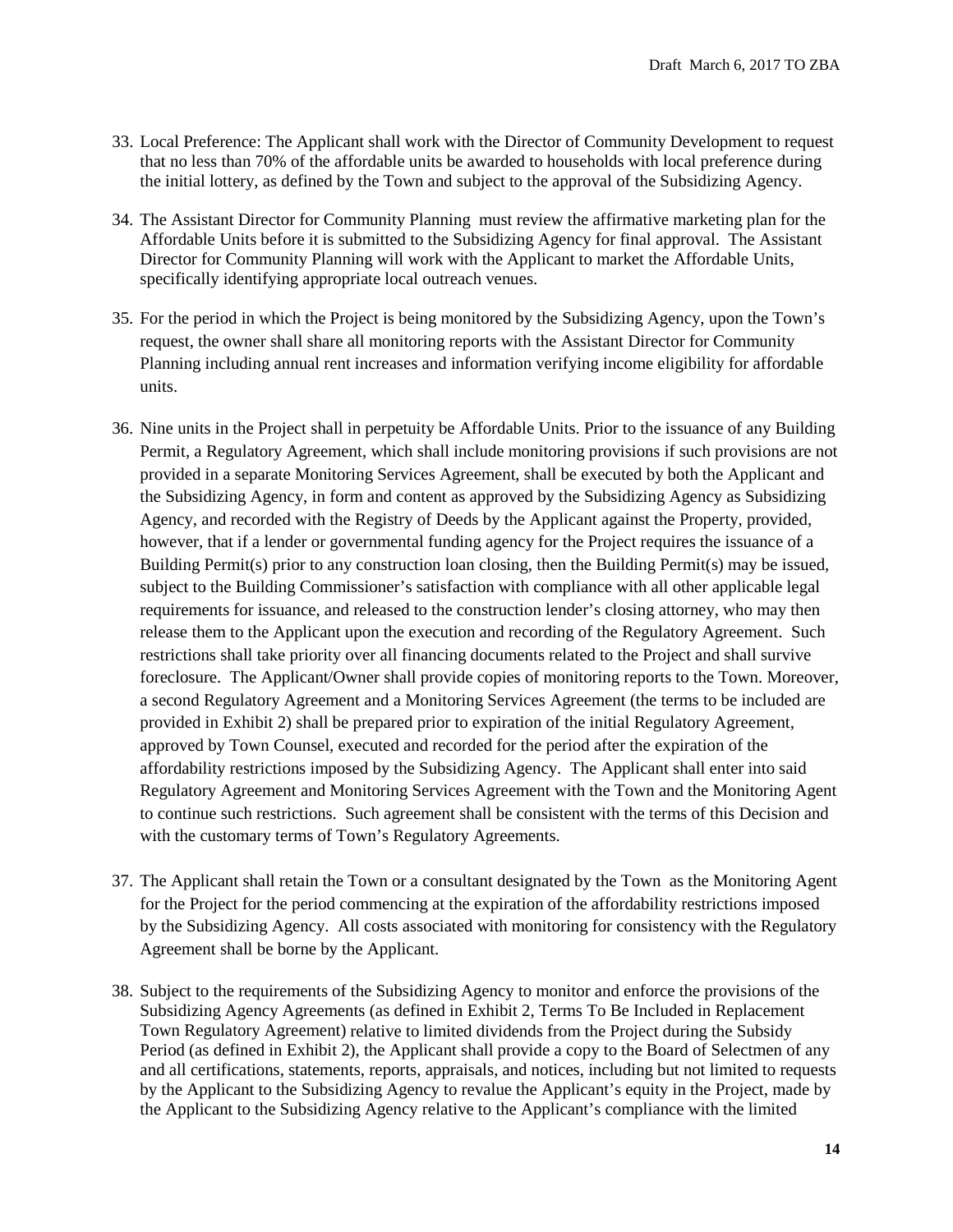33. Local Preference: The Applicant shall work with the Director of Community Development to request that no less than 70% of the affordable units be awarded to households with local preference during the initial lottery, as defined by the Town and subject to the approval of the Subsidizing Agency.

34. The Assistant Director for Community Planning must review the affirmative marketing plan for the Affordable Units before it is submitted to the Subsidizing Agency for final approval. The Assistant Director for Community Planning will work with the Applicant to market the Affordable Units, specifically identifying appropriate local outreach venues.

35. For the period in which the Project is being monitored by the Subsidizing Agency, upon the Town's request, the owner shall share all monitoring reports with the Assistant Director for Community Planning including annual rent increases and information verifying income eligibility for affordable units.

36. Nine units in the Project shall in perpetuity be Affordable Units. Prior to the issuance of any Building Permit, a Regulatory Agreement, which shall include monitoring provisions if such provisions are not provided in a separate Monitoring Services Agreement, shall be executed by both the Applicant and the Subsidizing Agency, in form and content as approved by the Subsidizing Agency as Subsidizing Agency, and recorded with the Registry of Deeds by the Applicant against the Property, provided, however, that if a lender or governmental funding agency for the Project requires the issuance of a Building Permit(s) prior to any construction loan closing, then the Building Permit(s) may be issued, subject to the Building Commissioner's satisfaction with compliance with all other applicable legal requirements for issuance, and released to the construction lender's closing attorney, who may then release them to the Applicant upon the execution and recording of the Regulatory Agreement. Such restrictions shall take priority over all financing documents related to the Project and shall survive foreclosure. The Applicant/Owner shall provide copies of monitoring reports to the Town. Moreover, a second Regulatory Agreement and a Monitoring Services Agreement (the terms to be included are provided in Exhibit 2) shall be prepared prior to expiration of the initial Regulatory Agreement, approved by Town Counsel, executed and recorded for the period after the expiration of the affordability restrictions imposed by the Subsidizing Agency. The Applicant shall enter into said Regulatory Agreement and Monitoring Services Agreement with the Town and the Monitoring Agent to continue such restrictions. Such agreement shall be consistent with the terms of this Decision and with the customary terms of Town's Regulatory Agreements.

37. The Applicant shall retain the Town or a consultant designated by the Town as the Monitoring Agent for the Project for the period commencing at the expiration of the affordability restrictions imposed by the Subsidizing Agency. All costs associated with monitoring for consistency with the Regulatory Agreement shall be borne by the Applicant.

38. Subject to the requirements of the Subsidizing Agency to monitor and enforce the provisions of the Subsidizing Agency Agreements (as defined in Exhibit 2, Terms To Be Included in Replacement Town Regulatory Agreement) relative to limited dividends from the Project during the Subsidy Period (as defined in Exhibit 2), the Applicant shall provide a copy to the Board of Selectmen of any and all certifications, statements, reports, appraisals, and notices, including but not limited to requests by the Applicant to the Subsidizing Agency to revalue the Applicant's equity in the Project, made by the Applicant to the Subsidizing Agency relative to the Applicant's compliance with the limited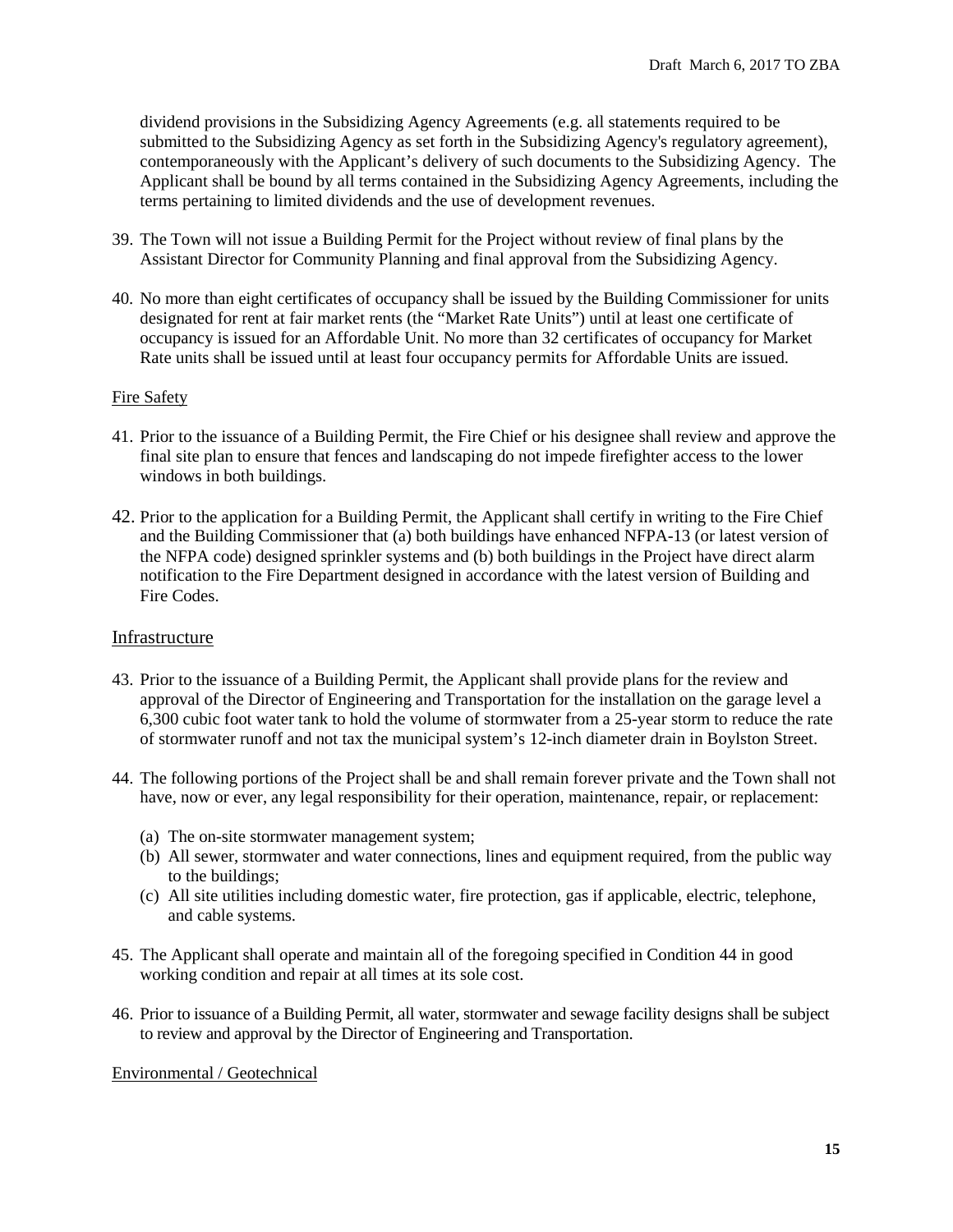dividend provisions in the Subsidizing Agency Agreements (e.g. all statements required to be submitted to the Subsidizing Agency as set forth in the Subsidizing Agency's regulatory agreement), contemporaneously with the Applicant's delivery of such documents to the Subsidizing Agency. The Applicant shall be bound by all terms contained in the Subsidizing Agency Agreements, including the terms pertaining to limited dividends and the use of development revenues.

39. The Town will not issue a Building Permit for the Project without review of final plans by the Assistant Director for Community Planning and final approval from the Subsidizing Agency.

40. No more than eight certificates of occupancy shall be issued by the Building Commissioner for units designated for rent at fair market rents (the "Market Rate Units") until at least one certificate of occupancy is issued for an Affordable Unit. No more than 32 certificates of occupancy for Market Rate units shall be issued until at least four occupancy permits for Affordable Units are issued.

Fire Safety

41. Prior to the issuance of a Building Permit, the Fire Chief or his designee shall review and approve the final site plan to ensure that fences and landscaping do not impede firefighter access to the lower windows in both buildings.

42. Prior to the application for a Building Permit, the Applicant shall certify in writing to the Fire Chief and the Building Commissioner that (a) both buildings have enhanced NFPA-13 (or latest version of the NFPA code) designed sprinkler systems and (b) both buildings in the Project have direct alarm notification to the Fire Department designed in accordance with the latest version of Building and Fire Codes.

Infrastructure

43. Prior to the issuance of a Building Permit, the Applicant shall provide plans for the review and approval of the Director of Engineering and Transportation for the installation on the garage level a 6,300 cubic foot water tank to hold the volume of stormwater from a 25-year storm to reduce the rate of stormwater runoff and not tax the municipal system's 12-inch diameter drain in Boylston Street.

44. The following portions of the Project shall be and shall remain forever private and the Town shall not have, now or ever, any legal responsibility for their operation, maintenance, repair, or replacement:

    (a) The on-site stormwater management system;
    (b) All sewer, stormwater and water connections, lines and equipment required, from the public way to the buildings;
    (c) All site utilities including domestic water, fire protection, gas if applicable, electric, telephone, and cable systems.

45. The Applicant shall operate and maintain all of the foregoing specified in Condition 44 in good working condition and repair at all times at its sole cost.

46. Prior to issuance of a Building Permit, all water, stormwater and sewage facility designs shall be subject to review and approval by the Director of Engineering and Transportation.

Environmental / Geotechnical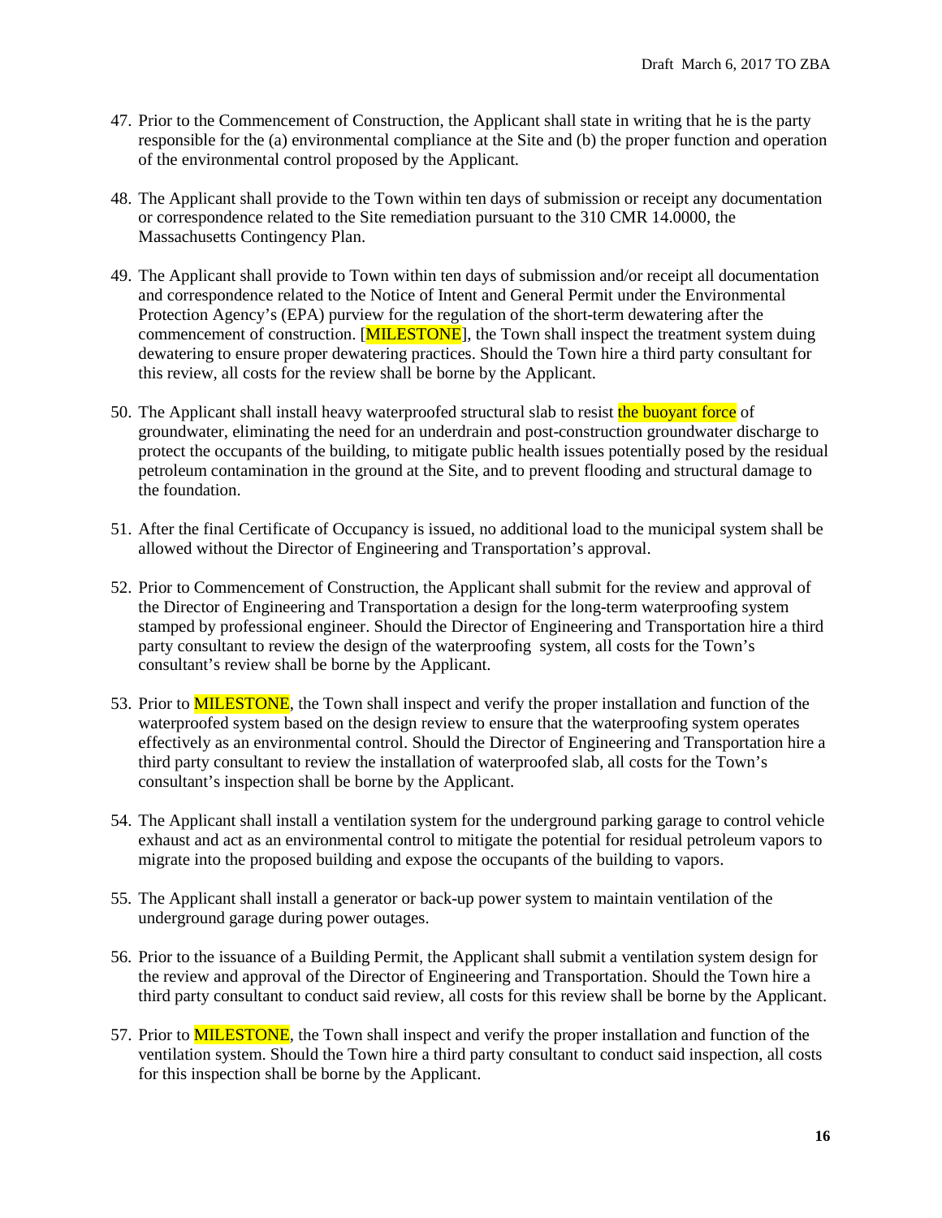47. Prior to the Commencement of Construction, the Applicant shall state in writing that he is the party responsible for the (a) environmental compliance at the Site and (b) the proper function and operation of the environmental control proposed by the Applicant.

48. The Applicant shall provide to the Town within ten days of submission or receipt any documentation or correspondence related to the Site remediation pursuant to the 310 CMR 14.0000, the Massachusetts Contingency Plan.

49. The Applicant shall provide to Town within ten days of submission and/or receipt all documentation and correspondence related to the Notice of Intent and General Permit under the Environmental Protection Agency's (EPA) purview for the regulation of the short-term dewatering after the commencement of construction. [MILESTONE], the Town shall inspect the treatment system duing dewatering to ensure proper dewatering practices. Should the Town hire a third party consultant for this review, all costs for the review shall be borne by the Applicant.

50. The Applicant shall install heavy waterproofed structural slab to resist the buoyant force of groundwater, eliminating the need for an underdrain and post-construction groundwater discharge to protect the occupants of the building, to mitigate public health issues potentially posed by the residual petroleum contamination in the ground at the Site, and to prevent flooding and structural damage to the foundation.

51. After the final Certificate of Occupancy is issued, no additional load to the municipal system shall be allowed without the Director of Engineering and Transportation's approval.

52. Prior to Commencement of Construction, the Applicant shall submit for the review and approval of the Director of Engineering and Transportation a design for the long-term waterproofing system stamped by professional engineer. Should the Director of Engineering and Transportation hire a third party consultant to review the design of the waterproofing system, all costs for the Town's consultant's review shall be borne by the Applicant.

53. Prior to MILESTONE, the Town shall inspect and verify the proper installation and function of the waterproofed system based on the design review to ensure that the waterproofing system operates effectively as an environmental control. Should the Director of Engineering and Transportation hire a third party consultant to review the installation of waterproofed slab, all costs for the Town's consultant's inspection shall be borne by the Applicant.

54. The Applicant shall install a ventilation system for the underground parking garage to control vehicle exhaust and act as an environmental control to mitigate the potential for residual petroleum vapors to migrate into the proposed building and expose the occupants of the building to vapors.

55. The Applicant shall install a generator or back-up power system to maintain ventilation of the underground garage during power outages.

56. Prior to the issuance of a Building Permit, the Applicant shall submit a ventilation system design for the review and approval of the Director of Engineering and Transportation. Should the Town hire a third party consultant to conduct said review, all costs for this review shall be borne by the Applicant.

57. Prior to MILESTONE, the Town shall inspect and verify the proper installation and function of the ventilation system. Should the Town hire a third party consultant to conduct said inspection, all costs for this inspection shall be borne by the Applicant.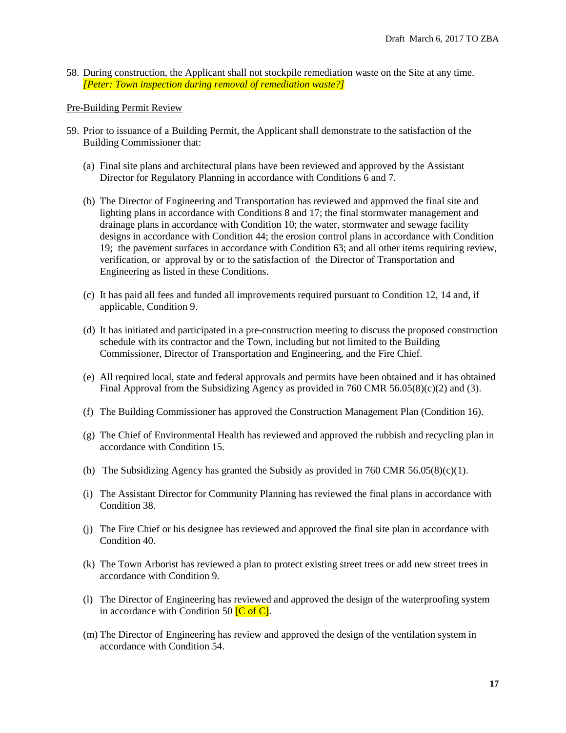58. During construction, the Applicant shall not stockpile remediation waste on the Site at any time. *[Peter: Town inspection during removal of remediation waste?]*

Pre-Building Permit Review

59. Prior to issuance of a Building Permit, the Applicant shall demonstrate to the satisfaction of the Building Commissioner that:

    (a) Final site plans and architectural plans have been reviewed and approved by the Assistant Director for Regulatory Planning in accordance with Conditions 6 and 7.

    (b) The Director of Engineering and Transportation has reviewed and approved the final site and lighting plans in accordance with Conditions 8 and 17; the final stormwater management and drainage plans in accordance with Condition 10; the water, stormwater and sewage facility designs in accordance with Condition 44; the erosion control plans in accordance with Condition 19; the pavement surfaces in accordance with Condition 63; and all other items requiring review, verification, or approval by or to the satisfaction of the Director of Transportation and Engineering as listed in these Conditions.

    (c) It has paid all fees and funded all improvements required pursuant to Condition 12, 14 and, if applicable, Condition 9.

    (d) It has initiated and participated in a pre-construction meeting to discuss the proposed construction schedule with its contractor and the Town, including but not limited to the Building Commissioner, Director of Transportation and Engineering, and the Fire Chief.

    (e) All required local, state and federal approvals and permits have been obtained and it has obtained Final Approval from the Subsidizing Agency as provided in 760 CMR 56.05(8)(c)(2) and (3).

    (f) The Building Commissioner has approved the Construction Management Plan (Condition 16).

    (g) The Chief of Environmental Health has reviewed and approved the rubbish and recycling plan in accordance with Condition 15.

    (h) The Subsidizing Agency has granted the Subsidy as provided in 760 CMR 56.05(8)(c)(1).

    (i) The Assistant Director for Community Planning has reviewed the final plans in accordance with Condition 38.

    (j) The Fire Chief or his designee has reviewed and approved the final site plan in accordance with Condition 40.

    (k) The Town Arborist has reviewed a plan to protect existing street trees or add new street trees in accordance with Condition 9.

    (l) The Director of Engineering has reviewed and approved the design of the waterproofing system in accordance with Condition 50 [C of C].

    (m) The Director of Engineering has review and approved the design of the ventilation system in accordance with Condition 54.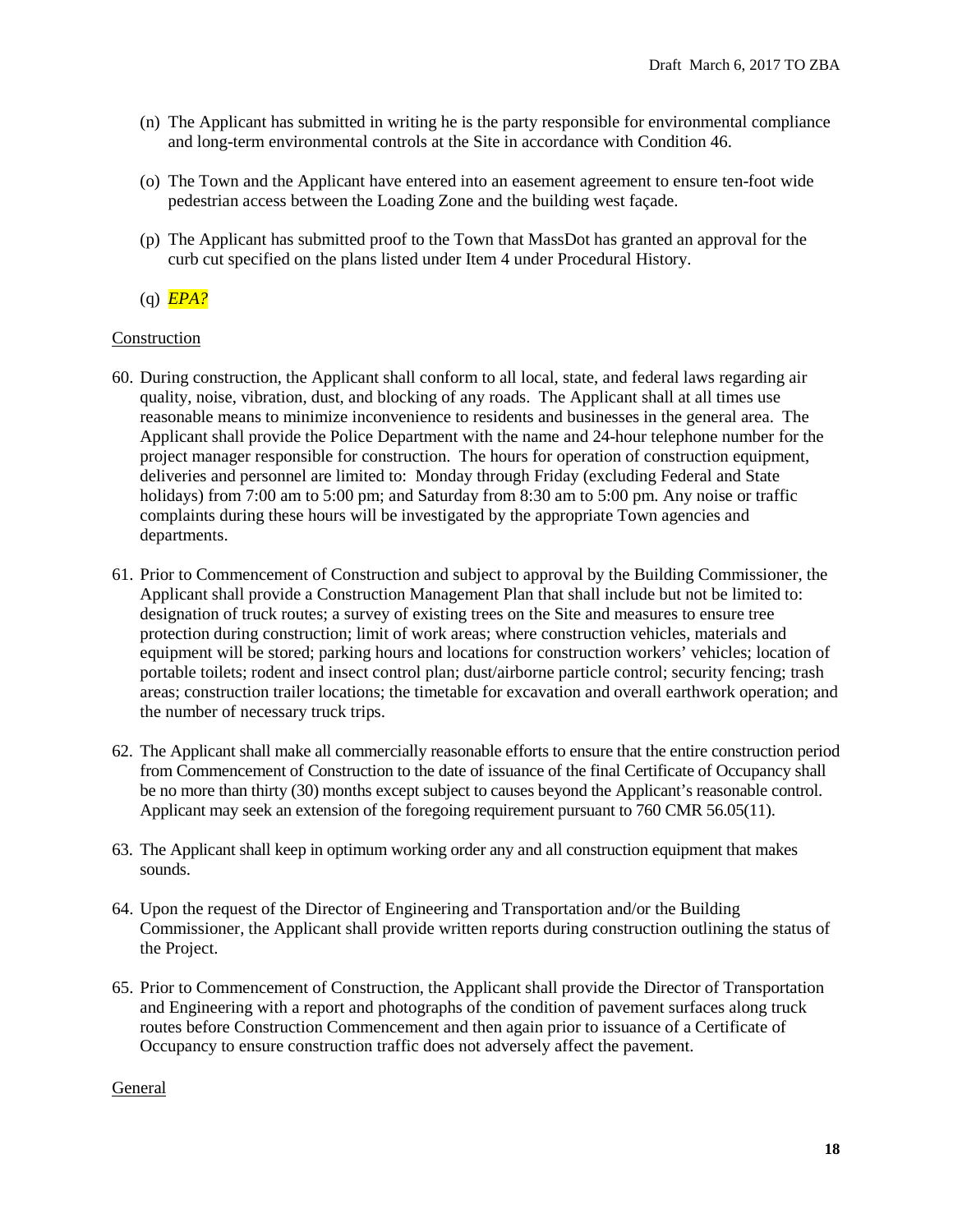(n) The Applicant has submitted in writing he is the party responsible for environmental compliance and long-term environmental controls at the Site in accordance with Condition 46.

(o) The Town and the Applicant have entered into an easement agreement to ensure ten-foot wide pedestrian access between the Loading Zone and the building west façade.

(p) The Applicant has submitted proof to the Town that MassDot has granted an approval for the curb cut specified on the plans listed under Item 4 under Procedural History.

(q) *EPA?*

<u>Construction</u>

60. During construction, the Applicant shall conform to all local, state, and federal laws regarding air quality, noise, vibration, dust, and blocking of any roads. The Applicant shall at all times use reasonable means to minimize inconvenience to residents and businesses in the general area. The Applicant shall provide the Police Department with the name and 24-hour telephone number for the project manager responsible for construction. The hours for operation of construction equipment, deliveries and personnel are limited to: Monday through Friday (excluding Federal and State holidays) from 7:00 am to 5:00 pm; and Saturday from 8:30 am to 5:00 pm. Any noise or traffic complaints during these hours will be investigated by the appropriate Town agencies and departments.

61. Prior to Commencement of Construction and subject to approval by the Building Commissioner, the Applicant shall provide a Construction Management Plan that shall include but not be limited to: designation of truck routes; a survey of existing trees on the Site and measures to ensure tree protection during construction; limit of work areas; where construction vehicles, materials and equipment will be stored; parking hours and locations for construction workers' vehicles; location of portable toilets; rodent and insect control plan; dust/airborne particle control; security fencing; trash areas; construction trailer locations; the timetable for excavation and overall earthwork operation; and the number of necessary truck trips.

62. The Applicant shall make all commercially reasonable efforts to ensure that the entire construction period from Commencement of Construction to the date of issuance of the final Certificate of Occupancy shall be no more than thirty (30) months except subject to causes beyond the Applicant's reasonable control. Applicant may seek an extension of the foregoing requirement pursuant to 760 CMR 56.05(11).

63. The Applicant shall keep in optimum working order any and all construction equipment that makes sounds.

64. Upon the request of the Director of Engineering and Transportation and/or the Building Commissioner, the Applicant shall provide written reports during construction outlining the status of the Project.

65. Prior to Commencement of Construction, the Applicant shall provide the Director of Transportation and Engineering with a report and photographs of the condition of pavement surfaces along truck routes before Construction Commencement and then again prior to issuance of a Certificate of Occupancy to ensure construction traffic does not adversely affect the pavement.

<u>General</u>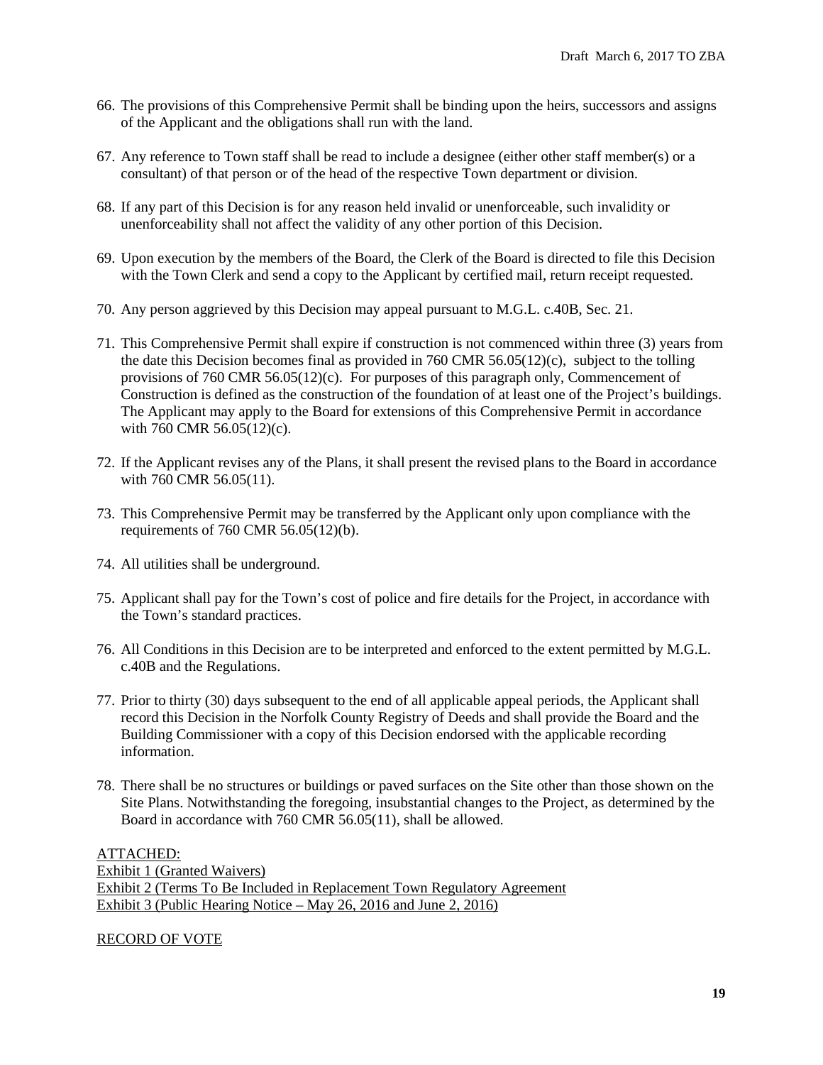66. The provisions of this Comprehensive Permit shall be binding upon the heirs, successors and assigns of the Applicant and the obligations shall run with the land.

67. Any reference to Town staff shall be read to include a designee (either other staff member(s) or a consultant) of that person or of the head of the respective Town department or division.

68. If any part of this Decision is for any reason held invalid or unenforceable, such invalidity or unenforceability shall not affect the validity of any other portion of this Decision.

69. Upon execution by the members of the Board, the Clerk of the Board is directed to file this Decision with the Town Clerk and send a copy to the Applicant by certified mail, return receipt requested.

70. Any person aggrieved by this Decision may appeal pursuant to M.G.L. c.40B, Sec. 21.

71. This Comprehensive Permit shall expire if construction is not commenced within three (3) years from the date this Decision becomes final as provided in 760 CMR 56.05(12)(c), subject to the tolling provisions of 760 CMR 56.05(12)(c). For purposes of this paragraph only, Commencement of Construction is defined as the construction of the foundation of at least one of the Project's buildings. The Applicant may apply to the Board for extensions of this Comprehensive Permit in accordance with 760 CMR 56.05(12)(c).

72. If the Applicant revises any of the Plans, it shall present the revised plans to the Board in accordance with 760 CMR 56.05(11).

73. This Comprehensive Permit may be transferred by the Applicant only upon compliance with the requirements of 760 CMR 56.05(12)(b).

74. All utilities shall be underground.

75. Applicant shall pay for the Town's cost of police and fire details for the Project, in accordance with the Town's standard practices.

76. All Conditions in this Decision are to be interpreted and enforced to the extent permitted by M.G.L. c.40B and the Regulations.

77. Prior to thirty (30) days subsequent to the end of all applicable appeal periods, the Applicant shall record this Decision in the Norfolk County Registry of Deeds and shall provide the Board and the Building Commissioner with a copy of this Decision endorsed with the applicable recording information.

78. There shall be no structures or buildings or paved surfaces on the Site other than those shown on the Site Plans. Notwithstanding the foregoing, insubstantial changes to the Project, as determined by the Board in accordance with 760 CMR 56.05(11), shall be allowed.

<u>ATTACHED:</u>
<u>Exhibit 1 (Granted Waivers)</u>
<u>Exhibit 2 (Terms To Be Included in Replacement Town Regulatory Agreement</u>
<u>Exhibit 3 (Public Hearing Notice – May 26, 2016 and June 2, 2016)</u>

<u>RECORD OF VOTE</u>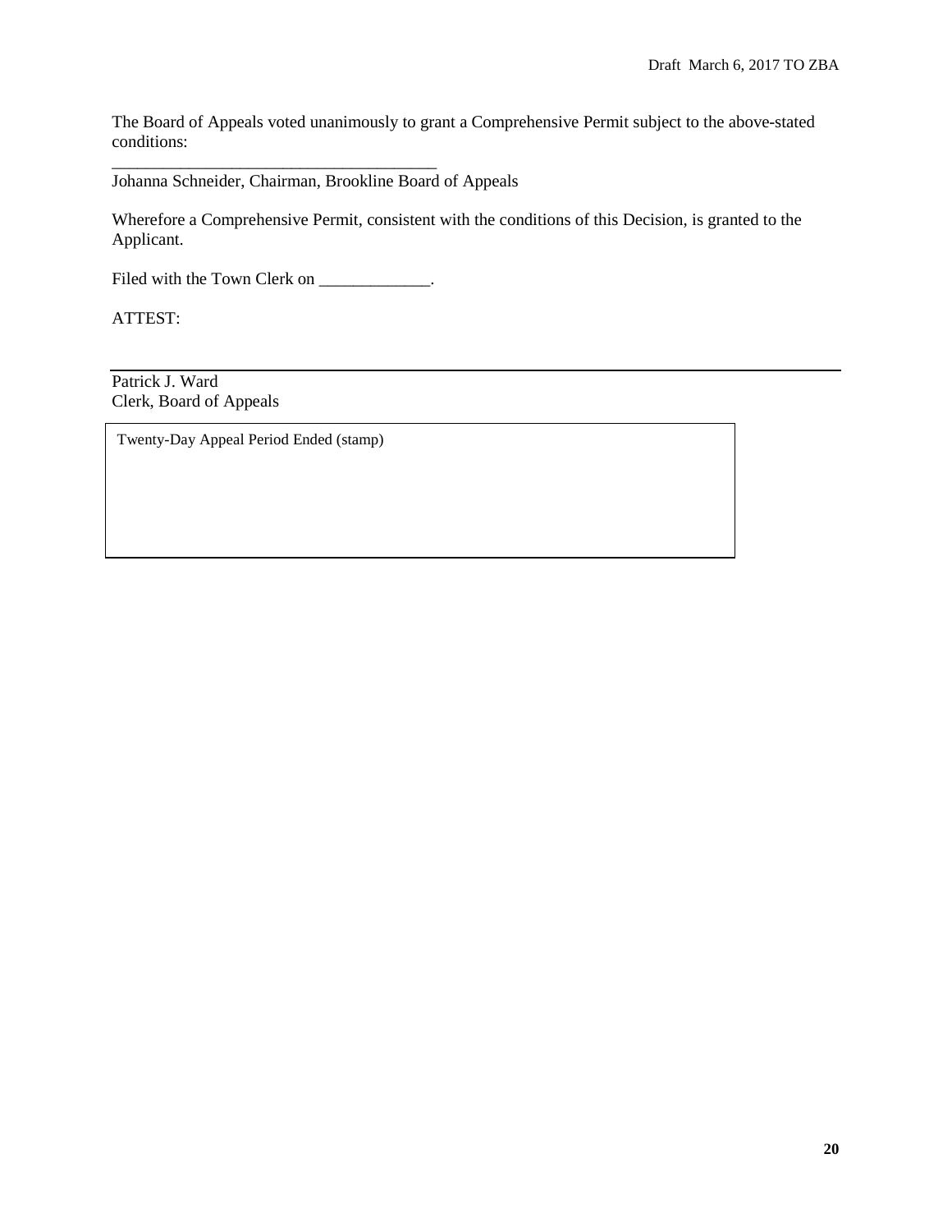The Board of Appeals voted unanimously to grant a Comprehensive Permit subject to the above-stated conditions:

\_\_\_\_\_\_\_\_\_\_\_\_\_\_\_\_\_\_\_\_\_\_\_\_\_\_\_\_\_\_\_\_\_\_\_\_\_\_
Johanna Schneider, Chairman, Brookline Board of Appeals

Wherefore a Comprehensive Permit, consistent with the conditions of this Decision, is granted to the Applicant.

Filed with the Town Clerk on \_\_\_\_\_\_\_\_\_\_\_\_\_.

ATTEST:

---

Patrick J. Ward
Clerk, Board of Appeals

| Twenty-Day Appeal Period Ended (stamp) |
| --- |